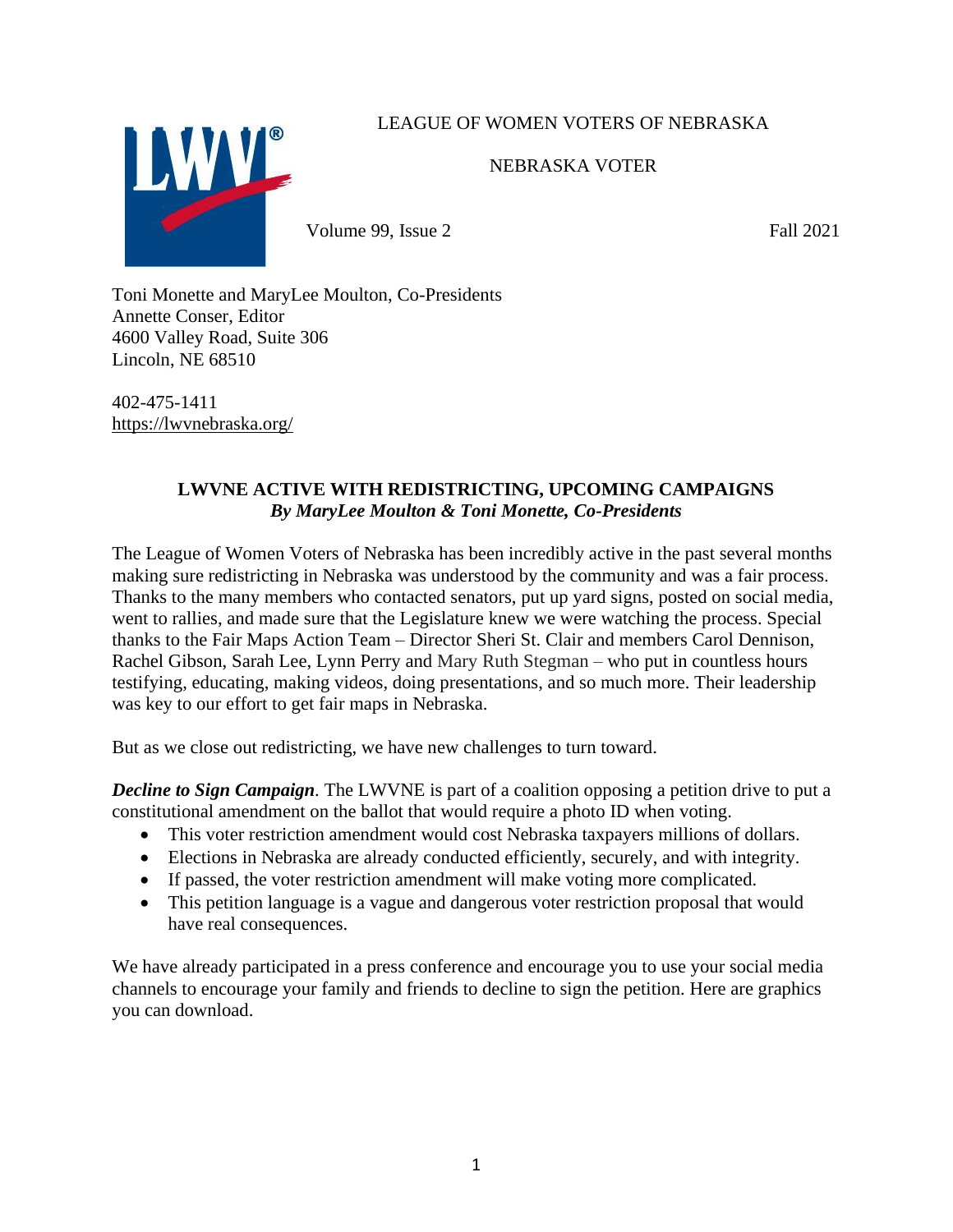LEAGUE OF WOMEN VOTERS OF NEBRASKA

NEBRASKA VOTER

Volume 99, Issue 2 Fall 2021

Toni Monette and MaryLee Moulton, Co-Presidents
Annette Conser, Editor
4600 Valley Road, Suite 306
Lincoln, NE 68510

402-475-1411
https://lwvnebraska.org/

## LWVNE ACTIVE WITH REDISTRICTING, UPCOMING CAMPAIGNS

***By MaryLee Moulton & Toni Monette, Co-Presidents***

The League of Women Voters of Nebraska has been incredibly active in the past several months making sure redistricting in Nebraska was understood by the community and was a fair process. Thanks to the many members who contacted senators, put up yard signs, posted on social media, went to rallies, and made sure that the Legislature knew we were watching the process. Special thanks to the Fair Maps Action Team – Director Sheri St. Clair and members Carol Dennison, Rachel Gibson, Sarah Lee, Lynn Perry and Mary Ruth Stegman – who put in countless hours testifying, educating, making videos, doing presentations, and so much more. Their leadership was key to our effort to get fair maps in Nebraska.

But as we close out redistricting, we have new challenges to turn toward.

***Decline to Sign Campaign***. The LWVNE is part of a coalition opposing a petition drive to put a constitutional amendment on the ballot that would require a photo ID when voting.

- This voter restriction amendment would cost Nebraska taxpayers millions of dollars.
- Elections in Nebraska are already conducted efficiently, securely, and with integrity.
- If passed, the voter restriction amendment will make voting more complicated.
- This petition language is a vague and dangerous voter restriction proposal that would have real consequences.

We have already participated in a press conference and encourage you to use your social media channels to encourage your family and friends to decline to sign the petition. Here are graphics you can download.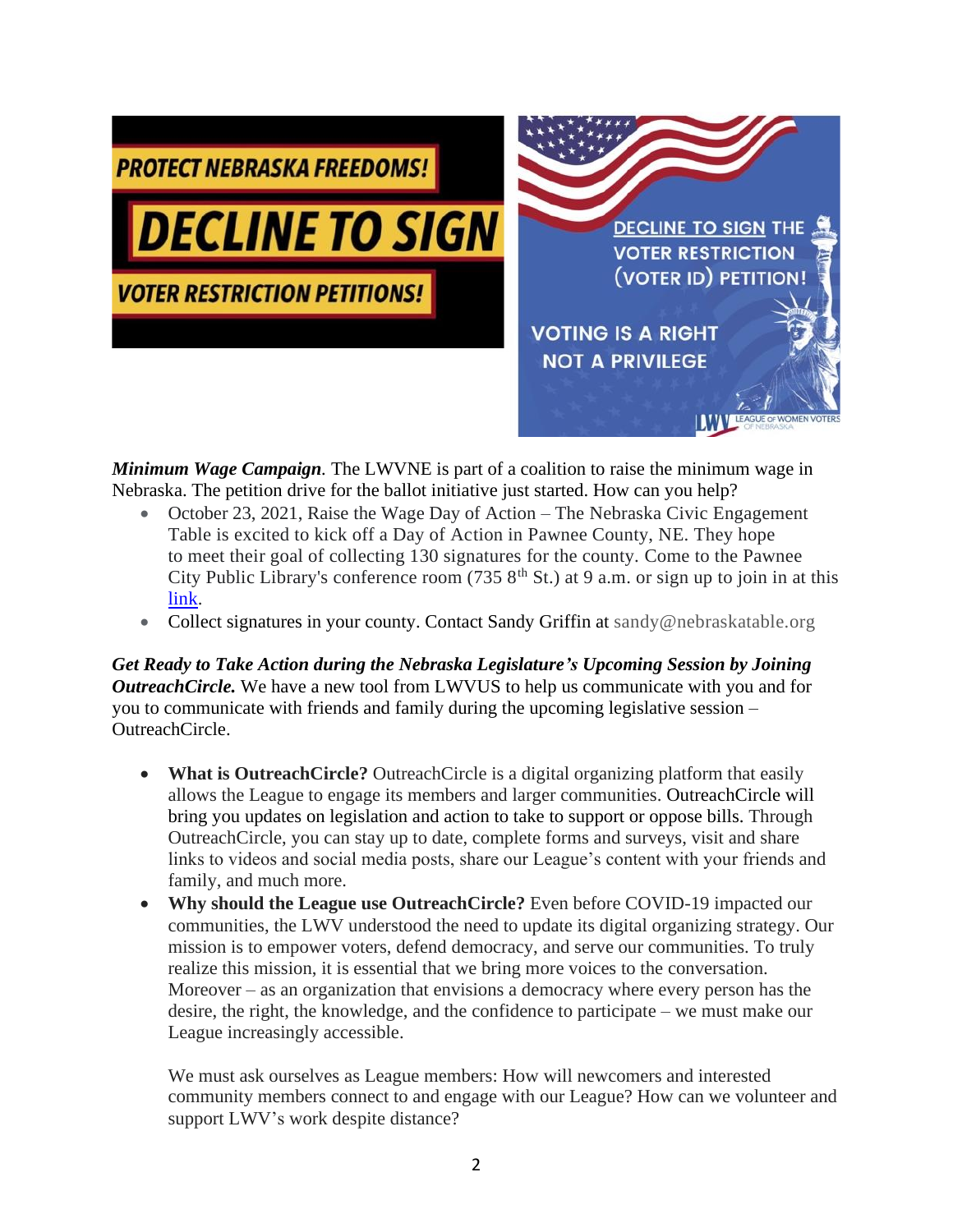PROTECT NEBRASKA FREEDOMS!

DECLINE TO SIGN

VOTER RESTRICTION PETITIONS!

DECLINE TO SIGN THE VOTER RESTRICTION (VOTER ID) PETITION!

VOTING IS A RIGHT NOT A PRIVILEGE

LWV LEAGUE OF WOMEN VOTERS OF NEBRASKA

***Minimum Wage Campaign***. The LWVNE is part of a coalition to raise the minimum wage in Nebraska. The petition drive for the ballot initiative just started. How can you help?

- October 23, 2021, Raise the Wage Day of Action – The Nebraska Civic Engagement Table is excited to kick off a Day of Action in Pawnee County, NE. They hope to meet their goal of collecting 130 signatures for the county. Come to the Pawnee City Public Library's conference room (735 8th St.) at 9 a.m. or sign up to join in at this link.
- Collect signatures in your county. Contact Sandy Griffin at sandy@nebraskatable.org

***Get Ready to Take Action during the Nebraska Legislature's Upcoming Session by Joining OutreachCircle.*** We have a new tool from LWVUS to help us communicate with you and for you to communicate with friends and family during the upcoming legislative session – OutreachCircle.

- **What is OutreachCircle?** OutreachCircle is a digital organizing platform that easily allows the League to engage its members and larger communities. OutreachCircle will bring you updates on legislation and action to take to support or oppose bills. Through OutreachCircle, you can stay up to date, complete forms and surveys, visit and share links to videos and social media posts, share our League's content with your friends and family, and much more.
- **Why should the League use OutreachCircle?** Even before COVID-19 impacted our communities, the LWV understood the need to update its digital organizing strategy. Our mission is to empower voters, defend democracy, and serve our communities. To truly realize this mission, it is essential that we bring more voices to the conversation. Moreover – as an organization that envisions a democracy where every person has the desire, the right, the knowledge, and the confidence to participate – we must make our League increasingly accessible.

  We must ask ourselves as League members: How will newcomers and interested community members connect to and engage with our League? How can we volunteer and support LWV's work despite distance?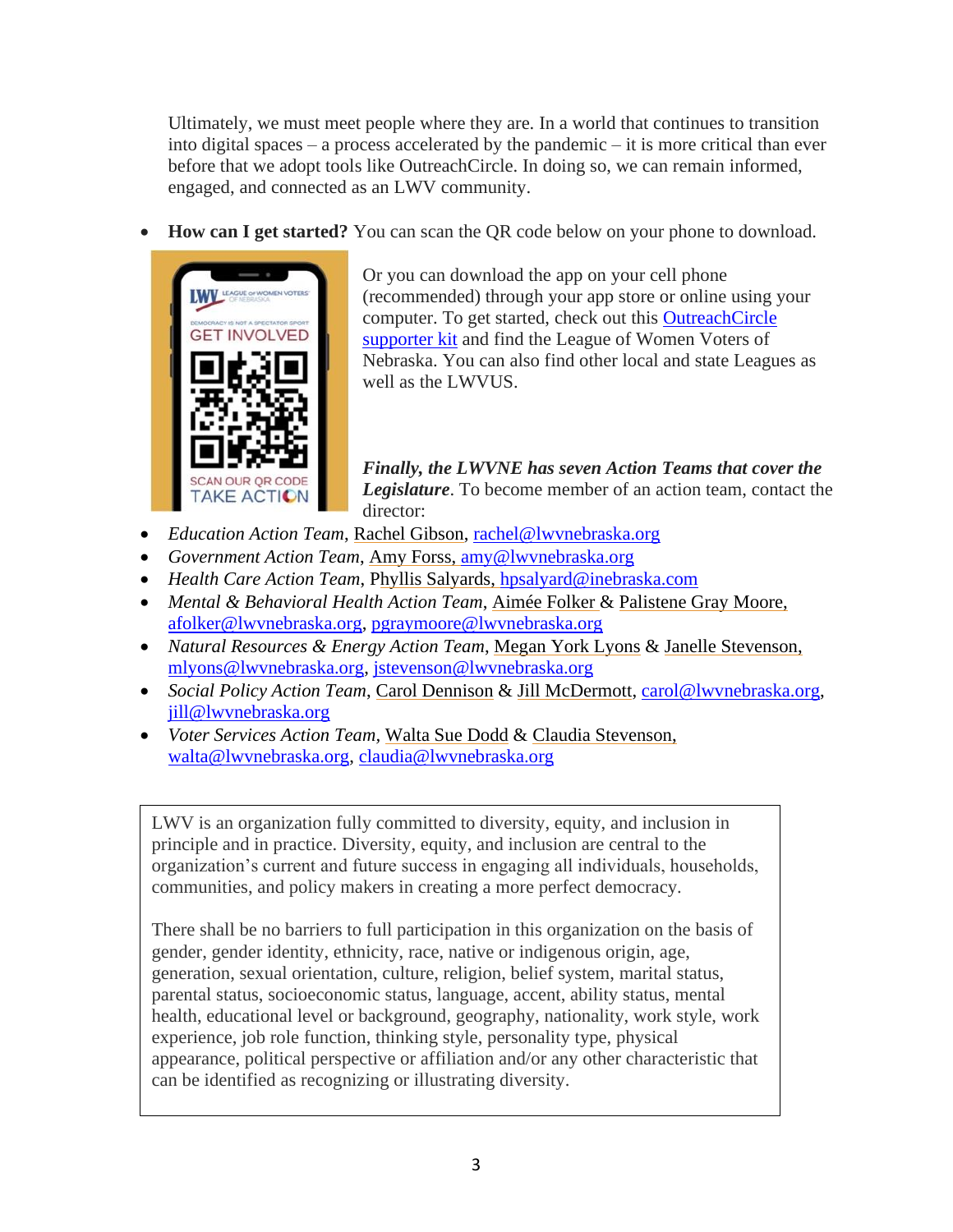Ultimately, we must meet people where they are. In a world that continues to transition into digital spaces – a process accelerated by the pandemic – it is more critical than ever before that we adopt tools like OutreachCircle. In doing so, we can remain informed, engaged, and connected as an LWV community.

- **How can I get started?** You can scan the QR code below on your phone to download.

Or you can download the app on your cell phone (recommended) through your app store or online using your computer. To get started, check out this OutreachCircle supporter kit and find the League of Women Voters of Nebraska. You can also find other local and state Leagues as well as the LWVUS.

***Finally, the LWVNE has seven Action Teams that cover the Legislature***. To become member of an action team, contact the director:

- *Education Action Team*, Rachel Gibson, rachel@lwvnebraska.org
- *Government Action Team*, Amy Forss, amy@lwvnebraska.org
- *Health Care Action Team*, Phyllis Salyards, hpsalyard@inebraska.com
- *Mental & Behavioral Health Action Team*, Aimée Folker & Palistene Gray Moore, afolker@lwvnebraska.org, pgraymoore@lwvnebraska.org
- *Natural Resources & Energy Action Team*, Megan York Lyons & Janelle Stevenson, mlyons@lwvnebraska.org, jstevenson@lwvnebraska.org
- *Social Policy Action Team*, Carol Dennison & Jill McDermott, carol@lwvnebraska.org, jill@lwvnebraska.org
- *Voter Services Action Team*, Walta Sue Dodd & Claudia Stevenson, walta@lwvnebraska.org, claudia@lwvnebraska.org

> LWV is an organization fully committed to diversity, equity, and inclusion in principle and in practice. Diversity, equity, and inclusion are central to the organization's current and future success in engaging all individuals, households, communities, and policy makers in creating a more perfect democracy.
>
> There shall be no barriers to full participation in this organization on the basis of gender, gender identity, ethnicity, race, native or indigenous origin, age, generation, sexual orientation, culture, religion, belief system, marital status, parental status, socioeconomic status, language, accent, ability status, mental health, educational level or background, geography, nationality, work style, work experience, job role function, thinking style, personality type, physical appearance, political perspective or affiliation and/or any other characteristic that can be identified as recognizing or illustrating diversity.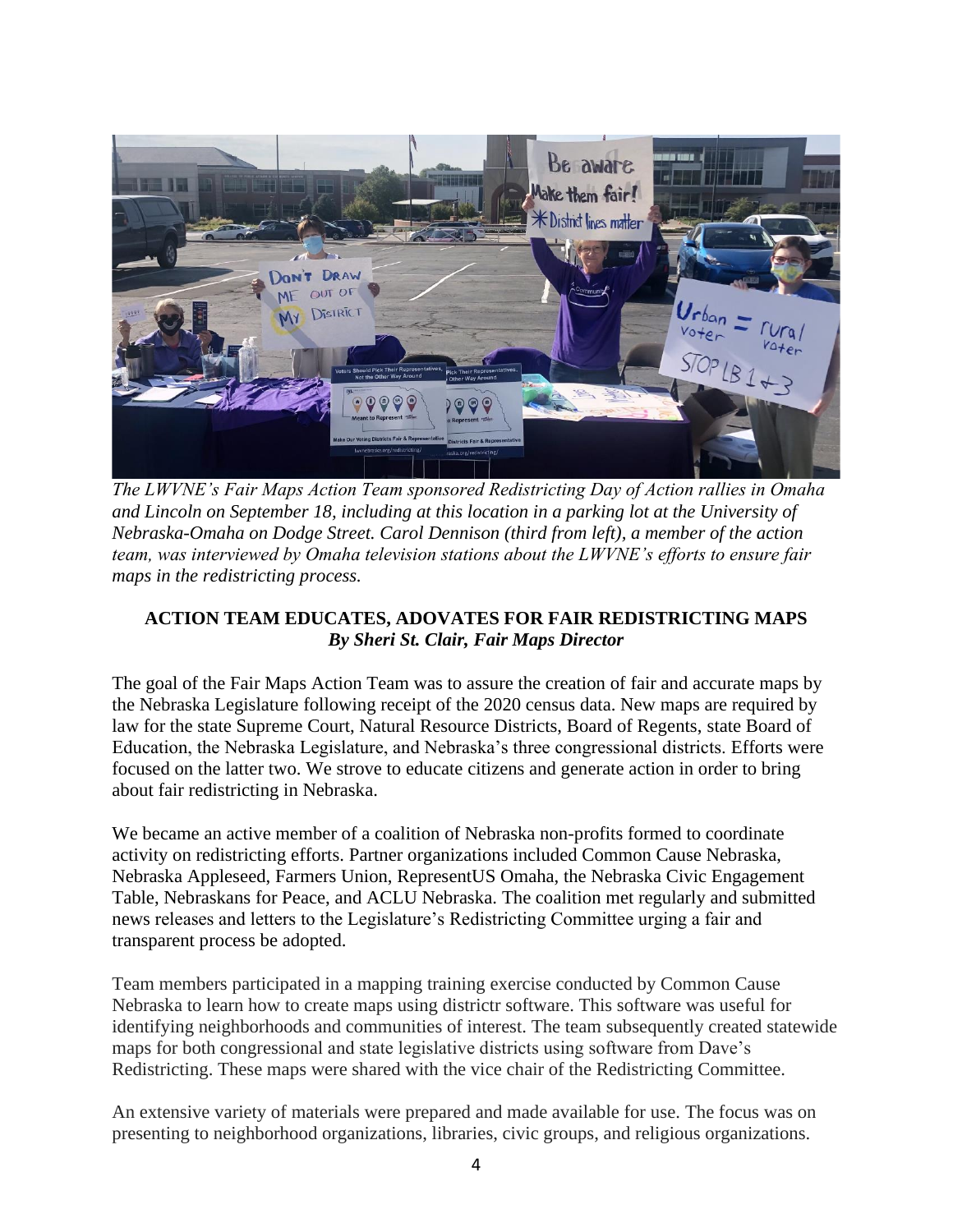*The LWVNE's Fair Maps Action Team sponsored Redistricting Day of Action rallies in Omaha and Lincoln on September 18, including at this location in a parking lot at the University of Nebraska-Omaha on Dodge Street. Carol Dennison (third from left), a member of the action team, was interviewed by Omaha television stations about the LWVNE's efforts to ensure fair maps in the redistricting process.*

**ACTION TEAM EDUCATES, ADOVATES FOR FAIR REDISTRICTING MAPS**
***By Sheri St. Clair, Fair Maps Director***

The goal of the Fair Maps Action Team was to assure the creation of fair and accurate maps by the Nebraska Legislature following receipt of the 2020 census data. New maps are required by law for the state Supreme Court, Natural Resource Districts, Board of Regents, state Board of Education, the Nebraska Legislature, and Nebraska's three congressional districts. Efforts were focused on the latter two. We strove to educate citizens and generate action in order to bring about fair redistricting in Nebraska.

We became an active member of a coalition of Nebraska non-profits formed to coordinate activity on redistricting efforts. Partner organizations included Common Cause Nebraska, Nebraska Appleseed, Farmers Union, RepresentUS Omaha, the Nebraska Civic Engagement Table, Nebraskans for Peace, and ACLU Nebraska. The coalition met regularly and submitted news releases and letters to the Legislature's Redistricting Committee urging a fair and transparent process be adopted.

Team members participated in a mapping training exercise conducted by Common Cause Nebraska to learn how to create maps using districtr software. This software was useful for identifying neighborhoods and communities of interest. The team subsequently created statewide maps for both congressional and state legislative districts using software from Dave's Redistricting. These maps were shared with the vice chair of the Redistricting Committee.

An extensive variety of materials were prepared and made available for use. The focus was on presenting to neighborhood organizations, libraries, civic groups, and religious organizations.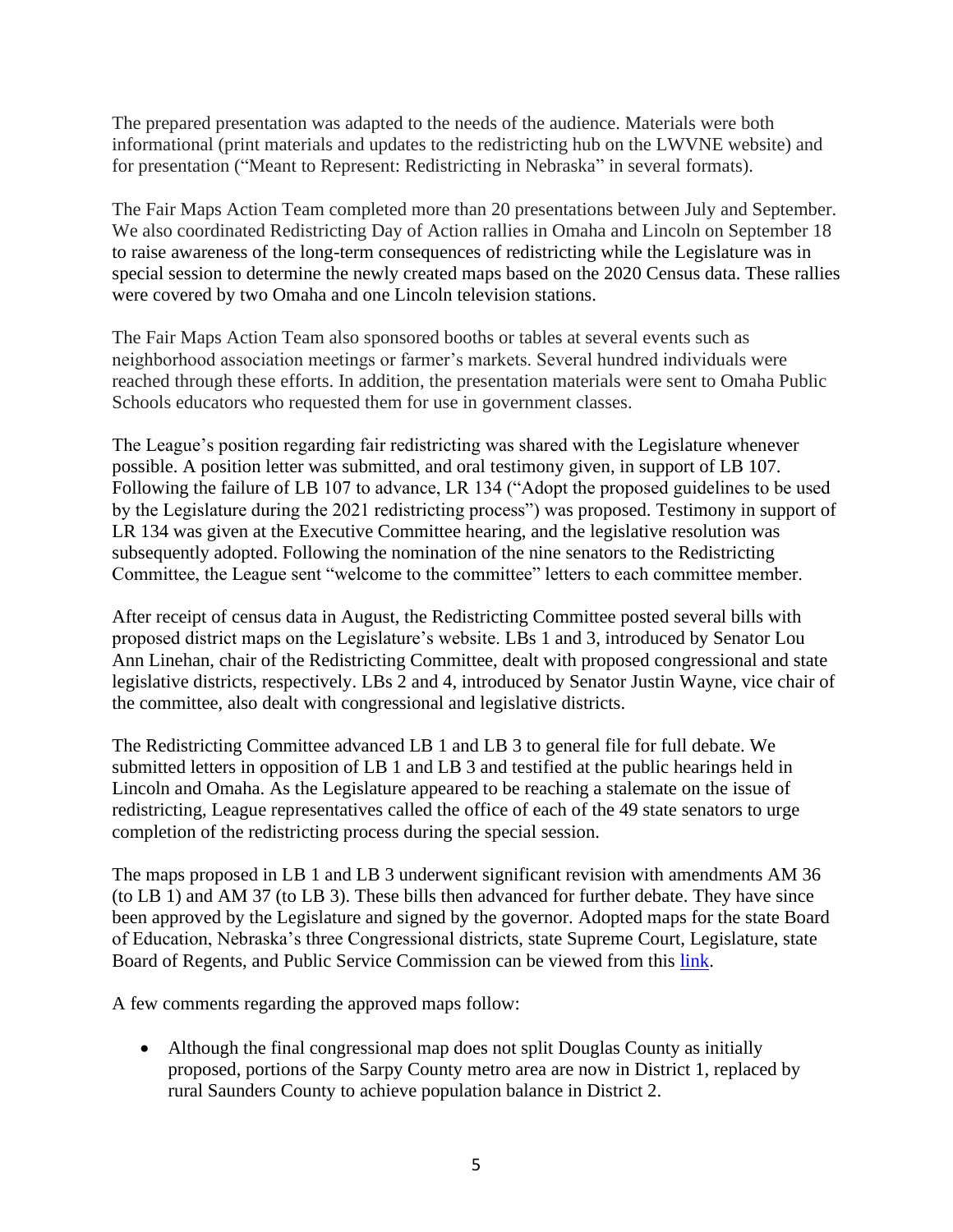The prepared presentation was adapted to the needs of the audience. Materials were both informational (print materials and updates to the redistricting hub on the LWVNE website) and for presentation ("Meant to Represent: Redistricting in Nebraska" in several formats).

The Fair Maps Action Team completed more than 20 presentations between July and September. We also coordinated Redistricting Day of Action rallies in Omaha and Lincoln on September 18 to raise awareness of the long-term consequences of redistricting while the Legislature was in special session to determine the newly created maps based on the 2020 Census data. These rallies were covered by two Omaha and one Lincoln television stations.

The Fair Maps Action Team also sponsored booths or tables at several events such as neighborhood association meetings or farmer's markets. Several hundred individuals were reached through these efforts. In addition, the presentation materials were sent to Omaha Public Schools educators who requested them for use in government classes.

The League's position regarding fair redistricting was shared with the Legislature whenever possible. A position letter was submitted, and oral testimony given, in support of LB 107. Following the failure of LB 107 to advance, LR 134 ("Adopt the proposed guidelines to be used by the Legislature during the 2021 redistricting process") was proposed. Testimony in support of LR 134 was given at the Executive Committee hearing, and the legislative resolution was subsequently adopted. Following the nomination of the nine senators to the Redistricting Committee, the League sent "welcome to the committee" letters to each committee member.

After receipt of census data in August, the Redistricting Committee posted several bills with proposed district maps on the Legislature's website. LBs 1 and 3, introduced by Senator Lou Ann Linehan, chair of the Redistricting Committee, dealt with proposed congressional and state legislative districts, respectively. LBs 2 and 4, introduced by Senator Justin Wayne, vice chair of the committee, also dealt with congressional and legislative districts.

The Redistricting Committee advanced LB 1 and LB 3 to general file for full debate. We submitted letters in opposition of LB 1 and LB 3 and testified at the public hearings held in Lincoln and Omaha. As the Legislature appeared to be reaching a stalemate on the issue of redistricting, League representatives called the office of each of the 49 state senators to urge completion of the redistricting process during the special session.

The maps proposed in LB 1 and LB 3 underwent significant revision with amendments AM 36 (to LB 1) and AM 37 (to LB 3). These bills then advanced for further debate. They have since been approved by the Legislature and signed by the governor. Adopted maps for the state Board of Education, Nebraska's three Congressional districts, state Supreme Court, Legislature, state Board of Regents, and Public Service Commission can be viewed from this link.

A few comments regarding the approved maps follow:

- Although the final congressional map does not split Douglas County as initially proposed, portions of the Sarpy County metro area are now in District 1, replaced by rural Saunders County to achieve population balance in District 2.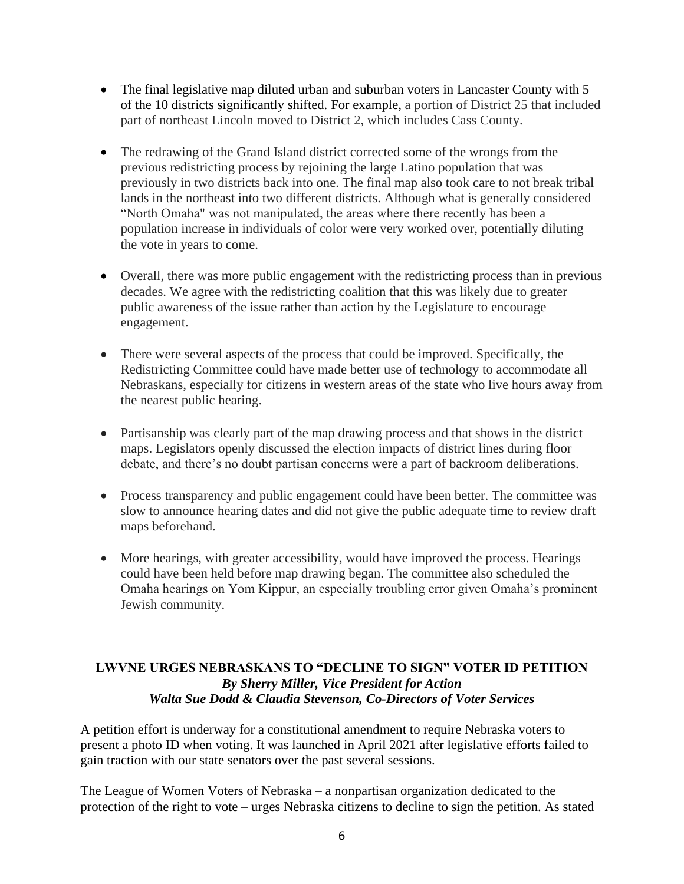- The final legislative map diluted urban and suburban voters in Lancaster County with 5 of the 10 districts significantly shifted. For example, a portion of District 25 that included part of northeast Lincoln moved to District 2, which includes Cass County.

- The redrawing of the Grand Island district corrected some of the wrongs from the previous redistricting process by rejoining the large Latino population that was previously in two districts back into one. The final map also took care to not break tribal lands in the northeast into two different districts. Although what is generally considered "North Omaha" was not manipulated, the areas where there recently has been a population increase in individuals of color were very worked over, potentially diluting the vote in years to come.

- Overall, there was more public engagement with the redistricting process than in previous decades. We agree with the redistricting coalition that this was likely due to greater public awareness of the issue rather than action by the Legislature to encourage engagement.

- There were several aspects of the process that could be improved. Specifically, the Redistricting Committee could have made better use of technology to accommodate all Nebraskans, especially for citizens in western areas of the state who live hours away from the nearest public hearing.

- Partisanship was clearly part of the map drawing process and that shows in the district maps. Legislators openly discussed the election impacts of district lines during floor debate, and there's no doubt partisan concerns were a part of backroom deliberations.

- Process transparency and public engagement could have been better. The committee was slow to announce hearing dates and did not give the public adequate time to review draft maps beforehand.

- More hearings, with greater accessibility, would have improved the process. Hearings could have been held before map drawing began. The committee also scheduled the Omaha hearings on Yom Kippur, an especially troubling error given Omaha's prominent Jewish community.

## LWVNE URGES NEBRASKANS TO "DECLINE TO SIGN" VOTER ID PETITION

***By Sherry Miller, Vice President for Action***
***Walta Sue Dodd & Claudia Stevenson, Co-Directors of Voter Services***

A petition effort is underway for a constitutional amendment to require Nebraska voters to present a photo ID when voting. It was launched in April 2021 after legislative efforts failed to gain traction with our state senators over the past several sessions.

The League of Women Voters of Nebraska – a nonpartisan organization dedicated to the protection of the right to vote – urges Nebraska citizens to decline to sign the petition. As stated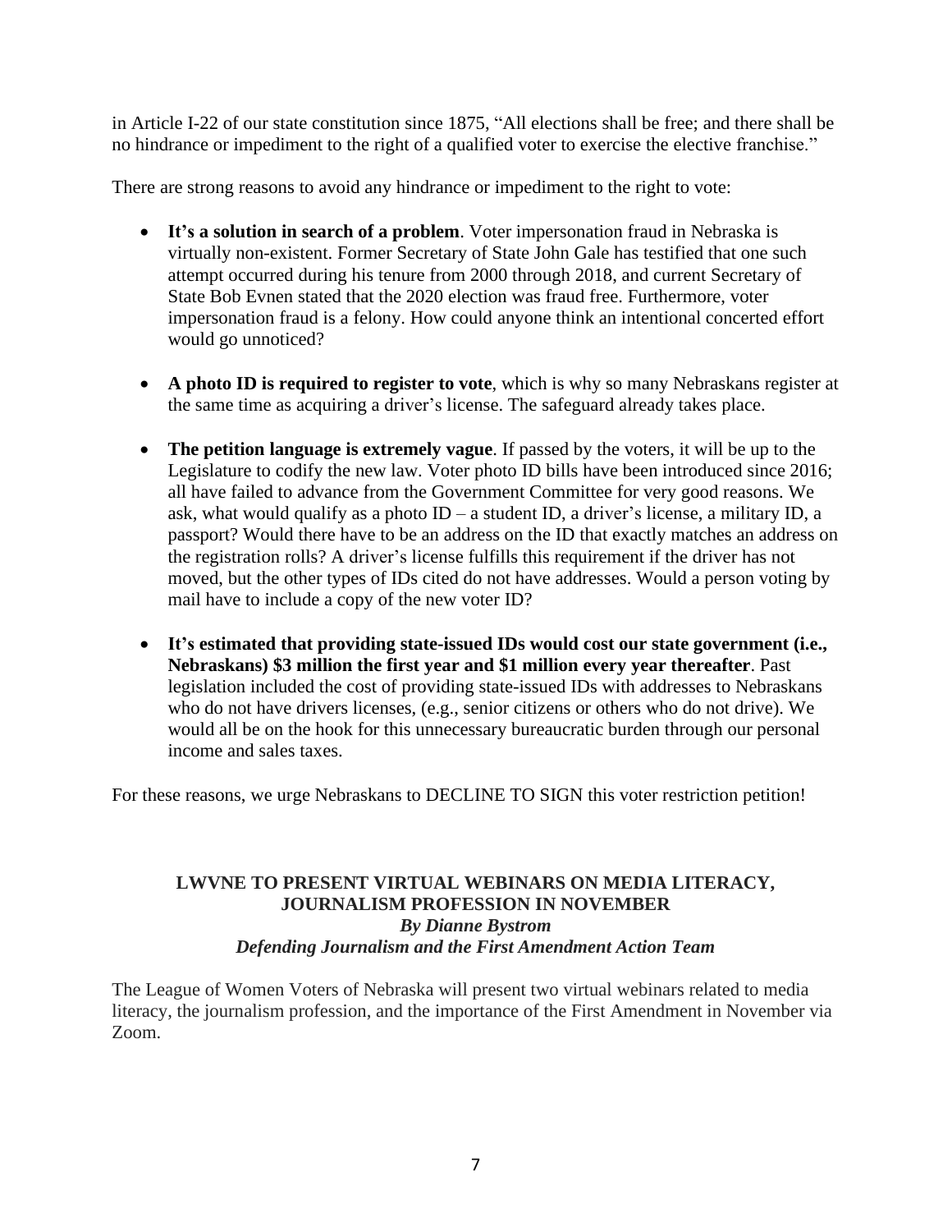in Article I-22 of our state constitution since 1875, "All elections shall be free; and there shall be no hindrance or impediment to the right of a qualified voter to exercise the elective franchise."

There are strong reasons to avoid any hindrance or impediment to the right to vote:

- **It's a solution in search of a problem**. Voter impersonation fraud in Nebraska is virtually non-existent. Former Secretary of State John Gale has testified that one such attempt occurred during his tenure from 2000 through 2018, and current Secretary of State Bob Evnen stated that the 2020 election was fraud free. Furthermore, voter impersonation fraud is a felony. How could anyone think an intentional concerted effort would go unnoticed?

- **A photo ID is required to register to vote**, which is why so many Nebraskans register at the same time as acquiring a driver's license. The safeguard already takes place.

- **The petition language is extremely vague**. If passed by the voters, it will be up to the Legislature to codify the new law. Voter photo ID bills have been introduced since 2016; all have failed to advance from the Government Committee for very good reasons. We ask, what would qualify as a photo ID – a student ID, a driver's license, a military ID, a passport? Would there have to be an address on the ID that exactly matches an address on the registration rolls? A driver's license fulfills this requirement if the driver has not moved, but the other types of IDs cited do not have addresses. Would a person voting by mail have to include a copy of the new voter ID?

- **It's estimated that providing state-issued IDs would cost our state government (i.e., Nebraskans) $3 million the first year and $1 million every year thereafter**. Past legislation included the cost of providing state-issued IDs with addresses to Nebraskans who do not have drivers licenses, (e.g., senior citizens or others who do not drive). We would all be on the hook for this unnecessary bureaucratic burden through our personal income and sales taxes.

For these reasons, we urge Nebraskans to DECLINE TO SIGN this voter restriction petition!

## LWVNE TO PRESENT VIRTUAL WEBINARS ON MEDIA LITERACY, JOURNALISM PROFESSION IN NOVEMBER

***By Dianne Bystrom***

***Defending Journalism and the First Amendment Action Team***

The League of Women Voters of Nebraska will present two virtual webinars related to media literacy, the journalism profession, and the importance of the First Amendment in November via Zoom.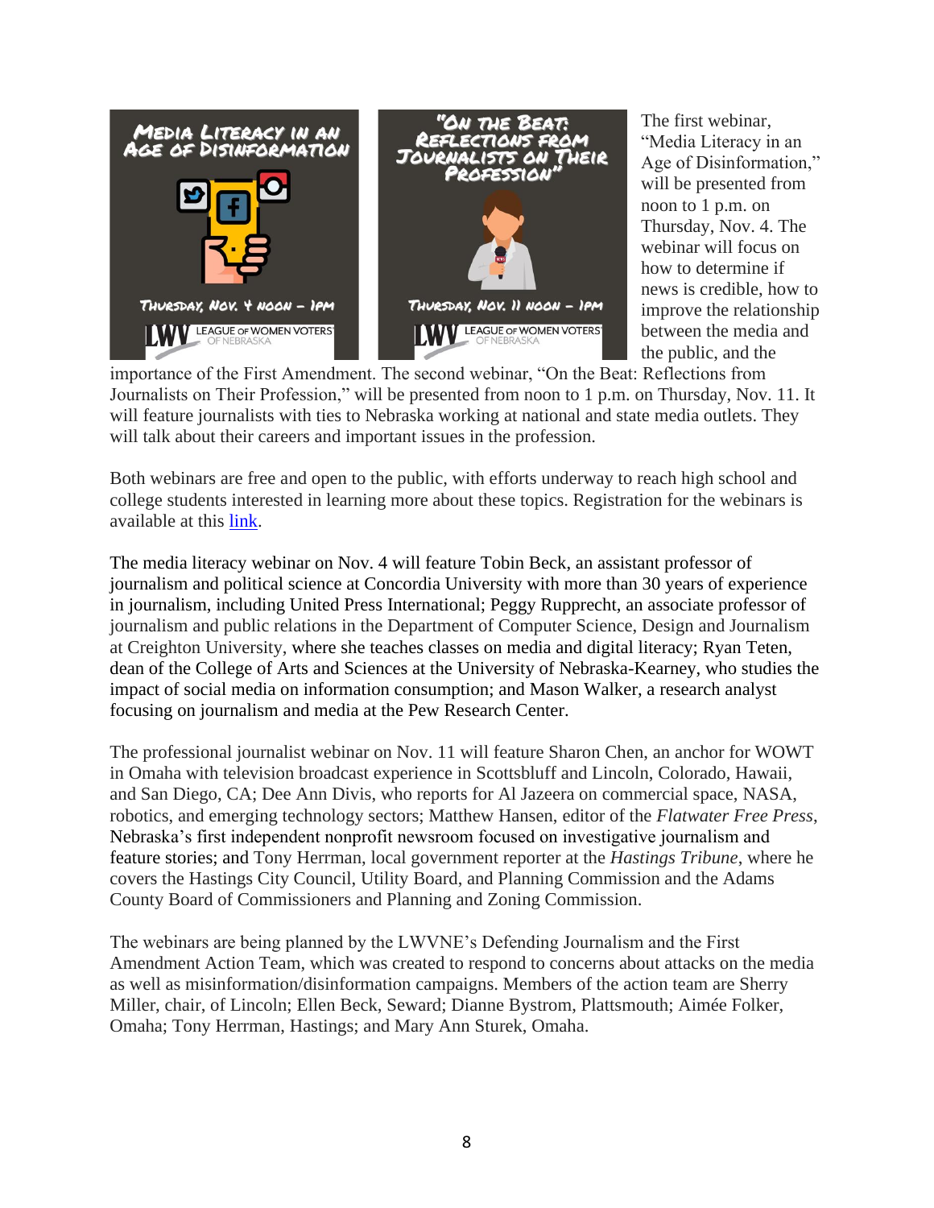The first webinar, "Media Literacy in an Age of Disinformation," will be presented from noon to 1 p.m. on Thursday, Nov. 4. The webinar will focus on how to determine if news is credible, how to improve the relationship between the media and the public, and the importance of the First Amendment. The second webinar, "On the Beat: Reflections from Journalists on Their Profession," will be presented from noon to 1 p.m. on Thursday, Nov. 11. It will feature journalists with ties to Nebraska working at national and state media outlets. They will talk about their careers and important issues in the profession.

Both webinars are free and open to the public, with efforts underway to reach high school and college students interested in learning more about these topics. Registration for the webinars is available at this link.

The media literacy webinar on Nov. 4 will feature Tobin Beck, an assistant professor of journalism and political science at Concordia University with more than 30 years of experience in journalism, including United Press International; Peggy Rupprecht, an associate professor of journalism and public relations in the Department of Computer Science, Design and Journalism at Creighton University, where she teaches classes on media and digital literacy; Ryan Teten, dean of the College of Arts and Sciences at the University of Nebraska-Kearney, who studies the impact of social media on information consumption; and Mason Walker, a research analyst focusing on journalism and media at the Pew Research Center.

The professional journalist webinar on Nov. 11 will feature Sharon Chen, an anchor for WOWT in Omaha with television broadcast experience in Scottsbluff and Lincoln, Colorado, Hawaii, and San Diego, CA; Dee Ann Divis, who reports for Al Jazeera on commercial space, NASA, robotics, and emerging technology sectors; Matthew Hansen, editor of the *Flatwater Free Press*, Nebraska's first independent nonprofit newsroom focused on investigative journalism and feature stories; and Tony Herrman, local government reporter at the *Hastings Tribune*, where he covers the Hastings City Council, Utility Board, and Planning Commission and the Adams County Board of Commissioners and Planning and Zoning Commission.

The webinars are being planned by the LWVNE's Defending Journalism and the First Amendment Action Team, which was created to respond to concerns about attacks on the media as well as misinformation/disinformation campaigns. Members of the action team are Sherry Miller, chair, of Lincoln; Ellen Beck, Seward; Dianne Bystrom, Plattsmouth; Aimée Folker, Omaha; Tony Herrman, Hastings; and Mary Ann Sturek, Omaha.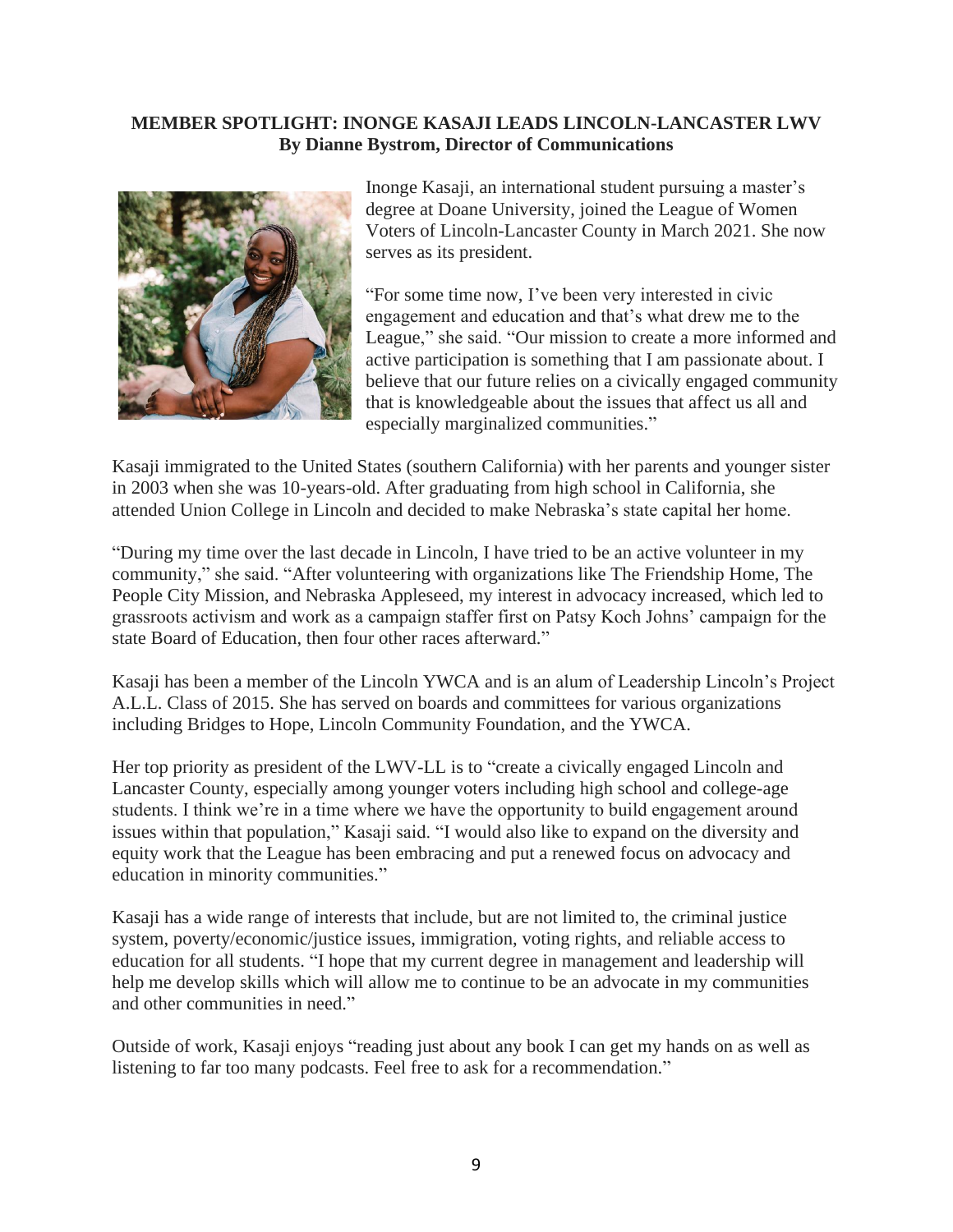**MEMBER SPOTLIGHT: INONGE KASAJI LEADS LINCOLN-LANCASTER LWV**
**By Dianne Bystrom, Director of Communications**

Inonge Kasaji, an international student pursuing a master's degree at Doane University, joined the League of Women Voters of Lincoln-Lancaster County in March 2021. She now serves as its president.

"For some time now, I've been very interested in civic engagement and education and that's what drew me to the League," she said. "Our mission to create a more informed and active participation is something that I am passionate about. I believe that our future relies on a civically engaged community that is knowledgeable about the issues that affect us all and especially marginalized communities."

Kasaji immigrated to the United States (southern California) with her parents and younger sister in 2003 when she was 10-years-old. After graduating from high school in California, she attended Union College in Lincoln and decided to make Nebraska's state capital her home.

"During my time over the last decade in Lincoln, I have tried to be an active volunteer in my community," she said. "After volunteering with organizations like The Friendship Home, The People City Mission, and Nebraska Appleseed, my interest in advocacy increased, which led to grassroots activism and work as a campaign staffer first on Patsy Koch Johns' campaign for the state Board of Education, then four other races afterward."

Kasaji has been a member of the Lincoln YWCA and is an alum of Leadership Lincoln's Project A.L.L. Class of 2015. She has served on boards and committees for various organizations including Bridges to Hope, Lincoln Community Foundation, and the YWCA.

Her top priority as president of the LWV-LL is to "create a civically engaged Lincoln and Lancaster County, especially among younger voters including high school and college-age students. I think we're in a time where we have the opportunity to build engagement around issues within that population," Kasaji said. "I would also like to expand on the diversity and equity work that the League has been embracing and put a renewed focus on advocacy and education in minority communities."

Kasaji has a wide range of interests that include, but are not limited to, the criminal justice system, poverty/economic/justice issues, immigration, voting rights, and reliable access to education for all students. "I hope that my current degree in management and leadership will help me develop skills which will allow me to continue to be an advocate in my communities and other communities in need."

Outside of work, Kasaji enjoys "reading just about any book I can get my hands on as well as listening to far too many podcasts. Feel free to ask for a recommendation."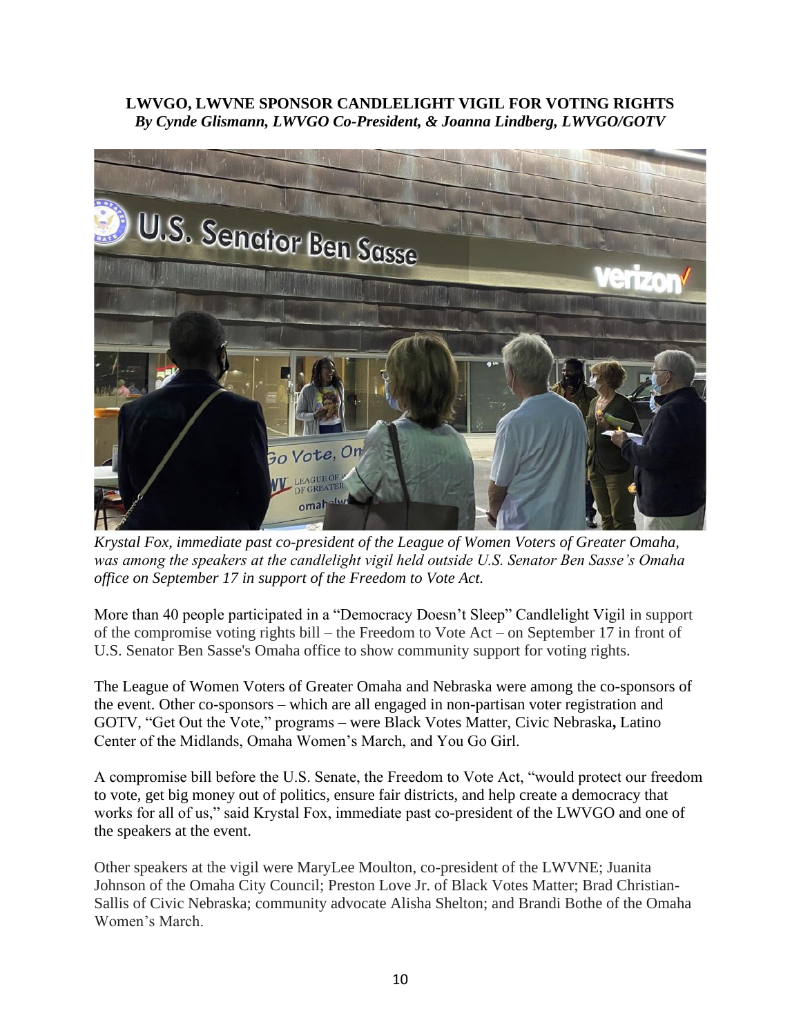**LWVGO, LWVNE SPONSOR CANDLELIGHT VIGIL FOR VOTING RIGHTS**
***By Cynde Glismann, LWVGO Co-President, & Joanna Lindberg, LWVGO/GOTV***

*Krystal Fox, immediate past co-president of the League of Women Voters of Greater Omaha, was among the speakers at the candlelight vigil held outside U.S. Senator Ben Sasse's Omaha office on September 17 in support of the Freedom to Vote Act.*

More than 40 people participated in a "Democracy Doesn't Sleep" Candlelight Vigil in support of the compromise voting rights bill – the Freedom to Vote Act – on September 17 in front of U.S. Senator Ben Sasse's Omaha office to show community support for voting rights.

The League of Women Voters of Greater Omaha and Nebraska were among the co-sponsors of the event. Other co-sponsors – which are all engaged in non-partisan voter registration and GOTV, "Get Out the Vote," programs – were Black Votes Matter, Civic Nebraska**,** Latino Center of the Midlands, Omaha Women's March, and You Go Girl.

A compromise bill before the U.S. Senate, the Freedom to Vote Act, "would protect our freedom to vote, get big money out of politics, ensure fair districts, and help create a democracy that works for all of us," said Krystal Fox, immediate past co-president of the LWVGO and one of the speakers at the event.

Other speakers at the vigil were MaryLee Moulton, co-president of the LWVNE; Juanita Johnson of the Omaha City Council; Preston Love Jr. of Black Votes Matter; Brad Christian-Sallis of Civic Nebraska; community advocate Alisha Shelton; and Brandi Bothe of the Omaha Women's March.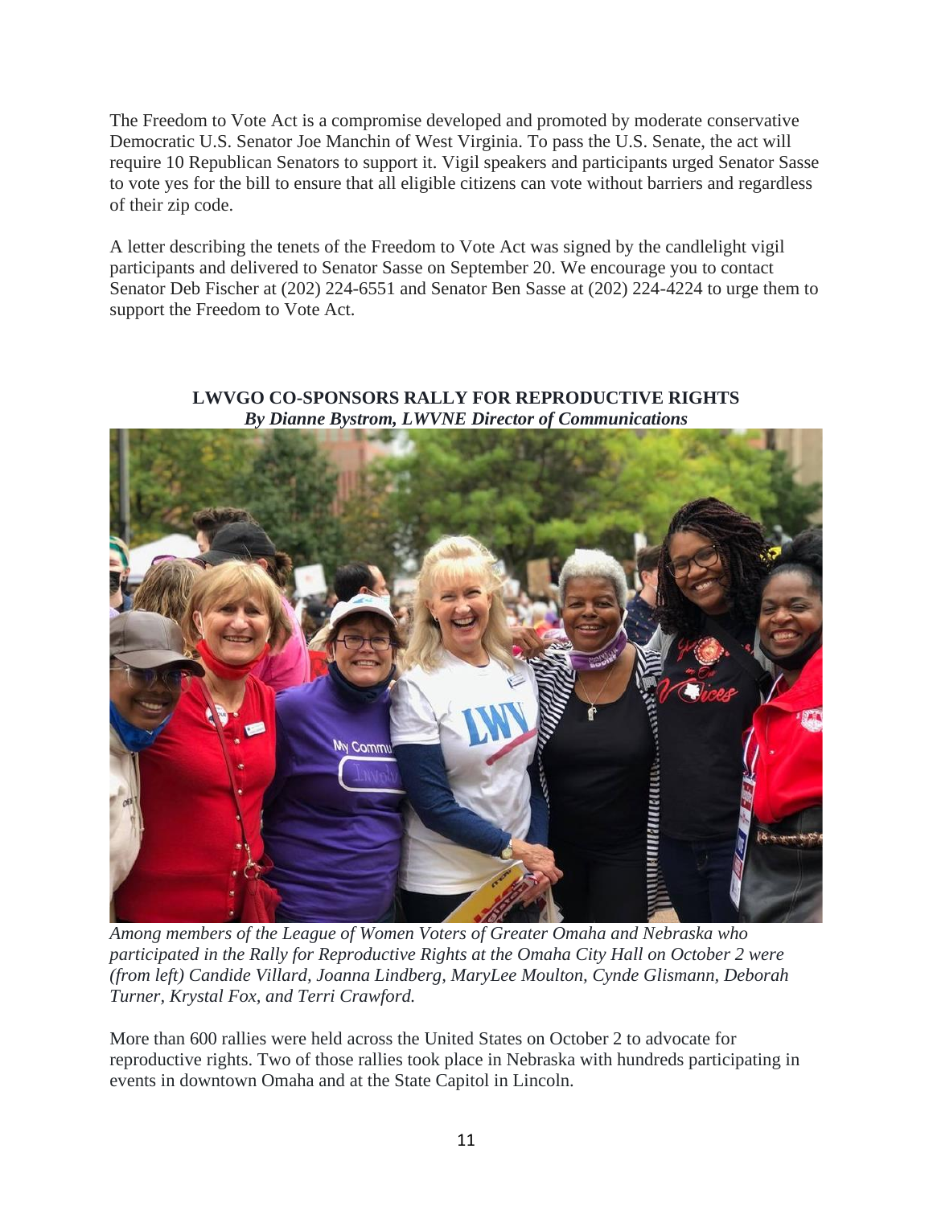The Freedom to Vote Act is a compromise developed and promoted by moderate conservative Democratic U.S. Senator Joe Manchin of West Virginia. To pass the U.S. Senate, the act will require 10 Republican Senators to support it. Vigil speakers and participants urged Senator Sasse to vote yes for the bill to ensure that all eligible citizens can vote without barriers and regardless of their zip code.

A letter describing the tenets of the Freedom to Vote Act was signed by the candlelight vigil participants and delivered to Senator Sasse on September 20. We encourage you to contact Senator Deb Fischer at (202) 224-6551 and Senator Ben Sasse at (202) 224-4224 to urge them to support the Freedom to Vote Act.

## LWVGO CO-SPONSORS RALLY FOR REPRODUCTIVE RIGHTS

***By Dianne Bystrom, LWVNE Director of Communications***

*Among members of the League of Women Voters of Greater Omaha and Nebraska who participated in the Rally for Reproductive Rights at the Omaha City Hall on October 2 were (from left) Candide Villard, Joanna Lindberg, MaryLee Moulton, Cynde Glismann, Deborah Turner, Krystal Fox, and Terri Crawford.*

More than 600 rallies were held across the United States on October 2 to advocate for reproductive rights. Two of those rallies took place in Nebraska with hundreds participating in events in downtown Omaha and at the State Capitol in Lincoln.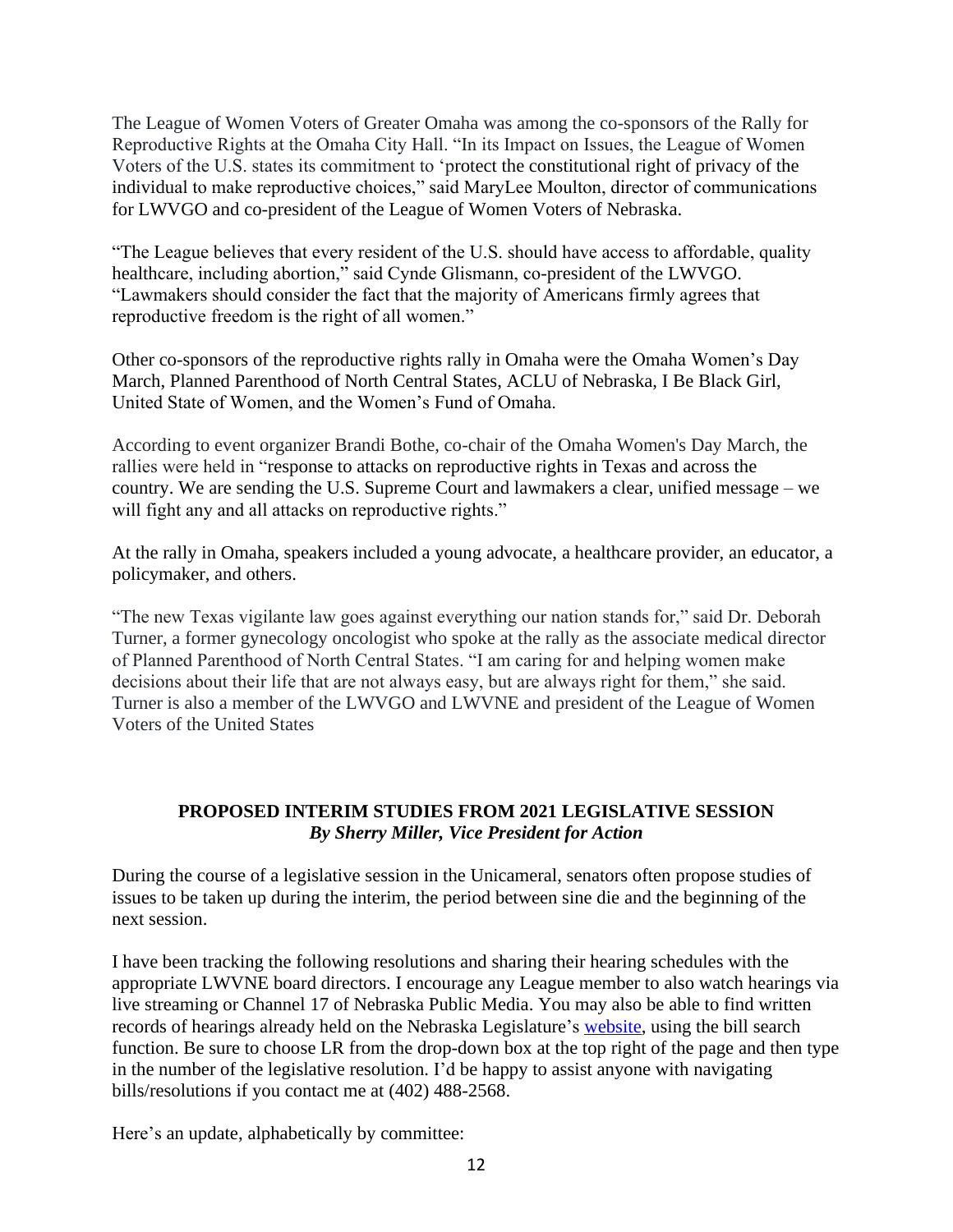The League of Women Voters of Greater Omaha was among the co-sponsors of the Rally for Reproductive Rights at the Omaha City Hall. "In its Impact on Issues, the League of Women Voters of the U.S. states its commitment to 'protect the constitutional right of privacy of the individual to make reproductive choices," said MaryLee Moulton, director of communications for LWVGO and co-president of the League of Women Voters of Nebraska.

"The League believes that every resident of the U.S. should have access to affordable, quality healthcare, including abortion," said Cynde Glismann, co-president of the LWVGO. "Lawmakers should consider the fact that the majority of Americans firmly agrees that reproductive freedom is the right of all women."

Other co-sponsors of the reproductive rights rally in Omaha were the Omaha Women's Day March, Planned Parenthood of North Central States, ACLU of Nebraska, I Be Black Girl, United State of Women, and the Women's Fund of Omaha.

According to event organizer Brandi Bothe, co-chair of the Omaha Women's Day March, the rallies were held in "response to attacks on reproductive rights in Texas and across the country. We are sending the U.S. Supreme Court and lawmakers a clear, unified message – we will fight any and all attacks on reproductive rights."

At the rally in Omaha, speakers included a young advocate, a healthcare provider, an educator, a policymaker, and others.

"The new Texas vigilante law goes against everything our nation stands for," said Dr. Deborah Turner, a former gynecology oncologist who spoke at the rally as the associate medical director of Planned Parenthood of North Central States. "I am caring for and helping women make decisions about their life that are not always easy, but are always right for them," she said. Turner is also a member of the LWVGO and LWVNE and president of the League of Women Voters of the United States

## PROPOSED INTERIM STUDIES FROM 2021 LEGISLATIVE SESSION

***By Sherry Miller, Vice President for Action***

During the course of a legislative session in the Unicameral, senators often propose studies of issues to be taken up during the interim, the period between sine die and the beginning of the next session.

I have been tracking the following resolutions and sharing their hearing schedules with the appropriate LWVNE board directors. I encourage any League member to also watch hearings via live streaming or Channel 17 of Nebraska Public Media. You may also be able to find written records of hearings already held on the Nebraska Legislature's website, using the bill search function. Be sure to choose LR from the drop-down box at the top right of the page and then type in the number of the legislative resolution. I'd be happy to assist anyone with navigating bills/resolutions if you contact me at (402) 488-2568.

Here's an update, alphabetically by committee: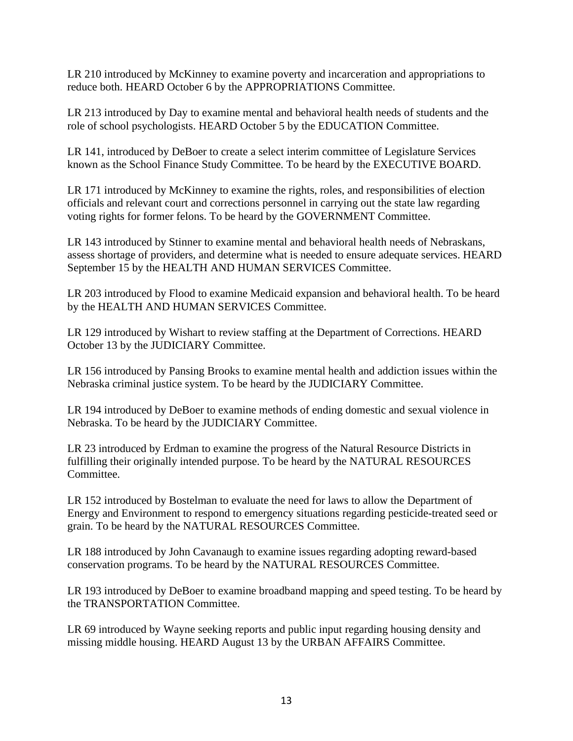LR 210 introduced by McKinney to examine poverty and incarceration and appropriations to reduce both. HEARD October 6 by the APPROPRIATIONS Committee.

LR 213 introduced by Day to examine mental and behavioral health needs of students and the role of school psychologists. HEARD October 5 by the EDUCATION Committee.

LR 141, introduced by DeBoer to create a select interim committee of Legislature Services known as the School Finance Study Committee. To be heard by the EXECUTIVE BOARD.

LR 171 introduced by McKinney to examine the rights, roles, and responsibilities of election officials and relevant court and corrections personnel in carrying out the state law regarding voting rights for former felons. To be heard by the GOVERNMENT Committee.

LR 143 introduced by Stinner to examine mental and behavioral health needs of Nebraskans, assess shortage of providers, and determine what is needed to ensure adequate services. HEARD September 15 by the HEALTH AND HUMAN SERVICES Committee.

LR 203 introduced by Flood to examine Medicaid expansion and behavioral health. To be heard by the HEALTH AND HUMAN SERVICES Committee.

LR 129 introduced by Wishart to review staffing at the Department of Corrections. HEARD October 13 by the JUDICIARY Committee.

LR 156 introduced by Pansing Brooks to examine mental health and addiction issues within the Nebraska criminal justice system. To be heard by the JUDICIARY Committee.

LR 194 introduced by DeBoer to examine methods of ending domestic and sexual violence in Nebraska. To be heard by the JUDICIARY Committee.

LR 23 introduced by Erdman to examine the progress of the Natural Resource Districts in fulfilling their originally intended purpose. To be heard by the NATURAL RESOURCES Committee.

LR 152 introduced by Bostelman to evaluate the need for laws to allow the Department of Energy and Environment to respond to emergency situations regarding pesticide-treated seed or grain. To be heard by the NATURAL RESOURCES Committee.

LR 188 introduced by John Cavanaugh to examine issues regarding adopting reward-based conservation programs. To be heard by the NATURAL RESOURCES Committee.

LR 193 introduced by DeBoer to examine broadband mapping and speed testing. To be heard by the TRANSPORTATION Committee.

LR 69 introduced by Wayne seeking reports and public input regarding housing density and missing middle housing. HEARD August 13 by the URBAN AFFAIRS Committee.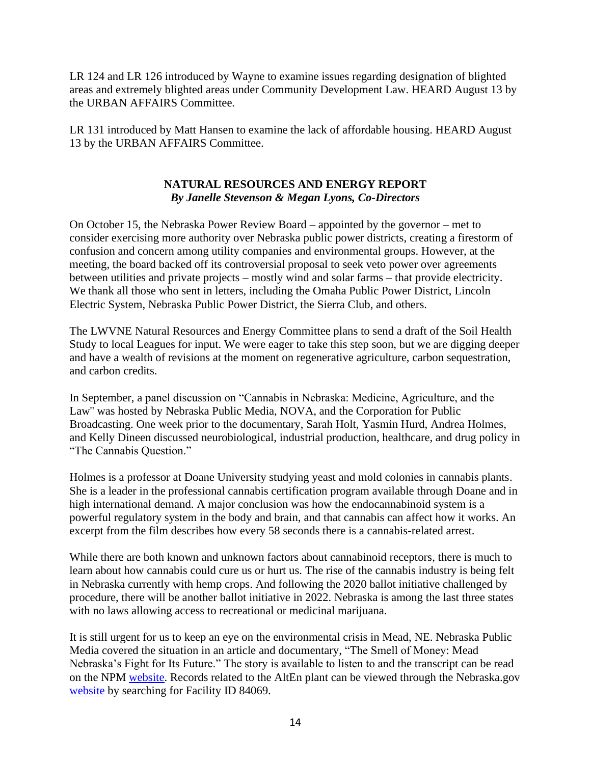LR 124 and LR 126 introduced by Wayne to examine issues regarding designation of blighted areas and extremely blighted areas under Community Development Law. HEARD August 13 by the URBAN AFFAIRS Committee.

LR 131 introduced by Matt Hansen to examine the lack of affordable housing. HEARD August 13 by the URBAN AFFAIRS Committee.

## NATURAL RESOURCES AND ENERGY REPORT

***By Janelle Stevenson & Megan Lyons, Co-Directors***

On October 15, the Nebraska Power Review Board – appointed by the governor – met to consider exercising more authority over Nebraska public power districts, creating a firestorm of confusion and concern among utility companies and environmental groups. However, at the meeting, the board backed off its controversial proposal to seek veto power over agreements between utilities and private projects – mostly wind and solar farms – that provide electricity. We thank all those who sent in letters, including the Omaha Public Power District, Lincoln Electric System, Nebraska Public Power District, the Sierra Club, and others.

The LWVNE Natural Resources and Energy Committee plans to send a draft of the Soil Health Study to local Leagues for input. We were eager to take this step soon, but we are digging deeper and have a wealth of revisions at the moment on regenerative agriculture, carbon sequestration, and carbon credits.

In September, a panel discussion on "Cannabis in Nebraska: Medicine, Agriculture, and the Law" was hosted by Nebraska Public Media, NOVA, and the Corporation for Public Broadcasting. One week prior to the documentary, Sarah Holt, Yasmin Hurd, Andrea Holmes, and Kelly Dineen discussed neurobiological, industrial production, healthcare, and drug policy in "The Cannabis Question."

Holmes is a professor at Doane University studying yeast and mold colonies in cannabis plants. She is a leader in the professional cannabis certification program available through Doane and in high international demand. A major conclusion was how the endocannabinoid system is a powerful regulatory system in the body and brain, and that cannabis can affect how it works. An excerpt from the film describes how every 58 seconds there is a cannabis-related arrest.

While there are both known and unknown factors about cannabinoid receptors, there is much to learn about how cannabis could cure us or hurt us. The rise of the cannabis industry is being felt in Nebraska currently with hemp crops. And following the 2020 ballot initiative challenged by procedure, there will be another ballot initiative in 2022. Nebraska is among the last three states with no laws allowing access to recreational or medicinal marijuana.

It is still urgent for us to keep an eye on the environmental crisis in Mead, NE. Nebraska Public Media covered the situation in an article and documentary, "The Smell of Money: Mead Nebraska's Fight for Its Future." The story is available to listen to and the transcript can be read on the NPM website. Records related to the AltEn plant can be viewed through the Nebraska.gov website by searching for Facility ID 84069.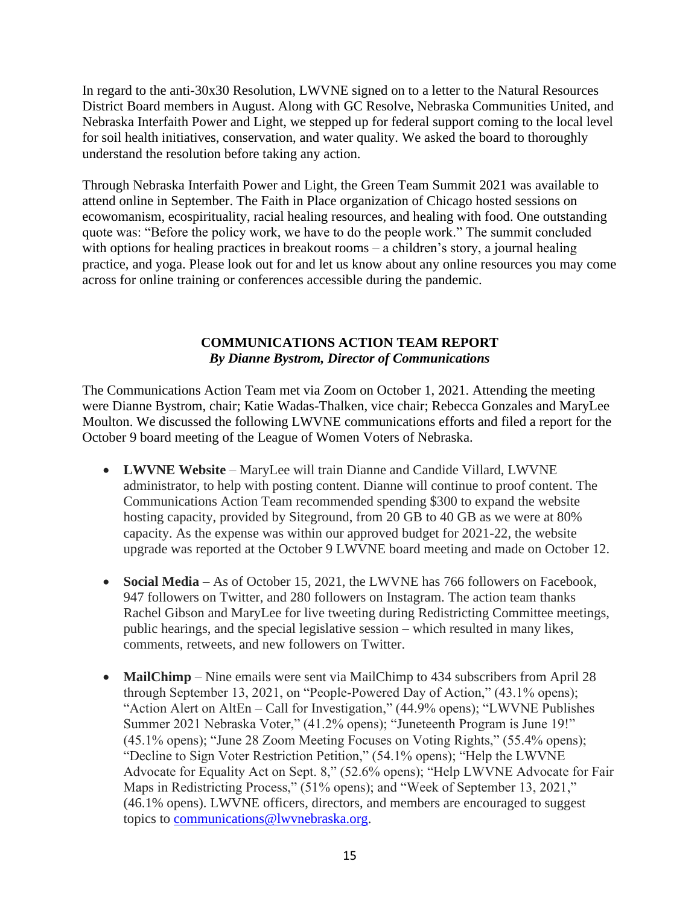In regard to the anti-30x30 Resolution, LWVNE signed on to a letter to the Natural Resources District Board members in August. Along with GC Resolve, Nebraska Communities United, and Nebraska Interfaith Power and Light, we stepped up for federal support coming to the local level for soil health initiatives, conservation, and water quality. We asked the board to thoroughly understand the resolution before taking any action.

Through Nebraska Interfaith Power and Light, the Green Team Summit 2021 was available to attend online in September. The Faith in Place organization of Chicago hosted sessions on ecowomanism, ecospirituality, racial healing resources, and healing with food. One outstanding quote was: "Before the policy work, we have to do the people work." The summit concluded with options for healing practices in breakout rooms – a children's story, a journal healing practice, and yoga. Please look out for and let us know about any online resources you may come across for online training or conferences accessible during the pandemic.

## COMMUNICATIONS ACTION TEAM REPORT

***By Dianne Bystrom, Director of Communications***

The Communications Action Team met via Zoom on October 1, 2021. Attending the meeting were Dianne Bystrom, chair; Katie Wadas-Thalken, vice chair; Rebecca Gonzales and MaryLee Moulton. We discussed the following LWVNE communications efforts and filed a report for the October 9 board meeting of the League of Women Voters of Nebraska.

- **LWVNE Website** – MaryLee will train Dianne and Candide Villard, LWVNE administrator, to help with posting content. Dianne will continue to proof content. The Communications Action Team recommended spending $300 to expand the website hosting capacity, provided by Siteground, from 20 GB to 40 GB as we were at 80% capacity. As the expense was within our approved budget for 2021-22, the website upgrade was reported at the October 9 LWVNE board meeting and made on October 12.

- **Social Media** – As of October 15, 2021, the LWVNE has 766 followers on Facebook, 947 followers on Twitter, and 280 followers on Instagram. The action team thanks Rachel Gibson and MaryLee for live tweeting during Redistricting Committee meetings, public hearings, and the special legislative session – which resulted in many likes, comments, retweets, and new followers on Twitter.

- **MailChimp** – Nine emails were sent via MailChimp to 434 subscribers from April 28 through September 13, 2021, on "People-Powered Day of Action," (43.1% opens); "Action Alert on AltEn – Call for Investigation," (44.9% opens); "LWVNE Publishes Summer 2021 Nebraska Voter," (41.2% opens); "Juneteenth Program is June 19!" (45.1% opens); "June 28 Zoom Meeting Focuses on Voting Rights," (55.4% opens); "Decline to Sign Voter Restriction Petition," (54.1% opens); "Help the LWVNE Advocate for Equality Act on Sept. 8," (52.6% opens); "Help LWVNE Advocate for Fair Maps in Redistricting Process," (51% opens); and "Week of September 13, 2021," (46.1% opens). LWVNE officers, directors, and members are encouraged to suggest topics to [communications@lwvnebraska.org](mailto:communications@lwvnebraska.org).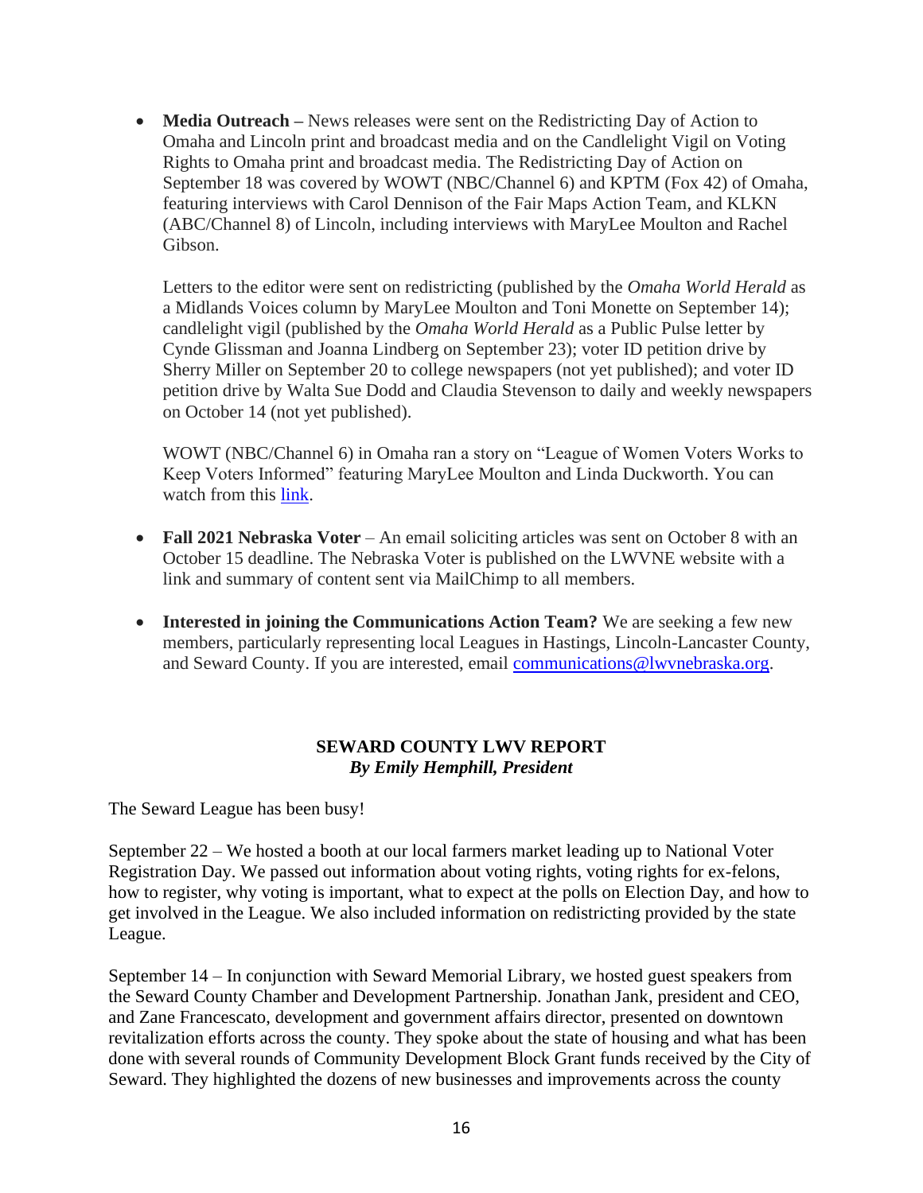- **Media Outreach –** News releases were sent on the Redistricting Day of Action to Omaha and Lincoln print and broadcast media and on the Candlelight Vigil on Voting Rights to Omaha print and broadcast media. The Redistricting Day of Action on September 18 was covered by WOWT (NBC/Channel 6) and KPTM (Fox 42) of Omaha, featuring interviews with Carol Dennison of the Fair Maps Action Team, and KLKN (ABC/Channel 8) of Lincoln, including interviews with MaryLee Moulton and Rachel Gibson.

  Letters to the editor were sent on redistricting (published by the *Omaha World Herald* as a Midlands Voices column by MaryLee Moulton and Toni Monette on September 14); candlelight vigil (published by the *Omaha World Herald* as a Public Pulse letter by Cynde Glissman and Joanna Lindberg on September 23); voter ID petition drive by Sherry Miller on September 20 to college newspapers (not yet published); and voter ID petition drive by Walta Sue Dodd and Claudia Stevenson to daily and weekly newspapers on October 14 (not yet published).

  WOWT (NBC/Channel 6) in Omaha ran a story on "League of Women Voters Works to Keep Voters Informed" featuring MaryLee Moulton and Linda Duckworth. You can watch from this link.

- **Fall 2021 Nebraska Voter** – An email soliciting articles was sent on October 8 with an October 15 deadline. The Nebraska Voter is published on the LWVNE website with a link and summary of content sent via MailChimp to all members.

- **Interested in joining the Communications Action Team?** We are seeking a few new members, particularly representing local Leagues in Hastings, Lincoln-Lancaster County, and Seward County. If you are interested, email communications@lwvnebraska.org.

## SEWARD COUNTY LWV REPORT

***By Emily Hemphill, President***

The Seward League has been busy!

September 22 – We hosted a booth at our local farmers market leading up to National Voter Registration Day. We passed out information about voting rights, voting rights for ex-felons, how to register, why voting is important, what to expect at the polls on Election Day, and how to get involved in the League. We also included information on redistricting provided by the state League.

September 14 – In conjunction with Seward Memorial Library, we hosted guest speakers from the Seward County Chamber and Development Partnership. Jonathan Jank, president and CEO, and Zane Francescato, development and government affairs director, presented on downtown revitalization efforts across the county. They spoke about the state of housing and what has been done with several rounds of Community Development Block Grant funds received by the City of Seward. They highlighted the dozens of new businesses and improvements across the county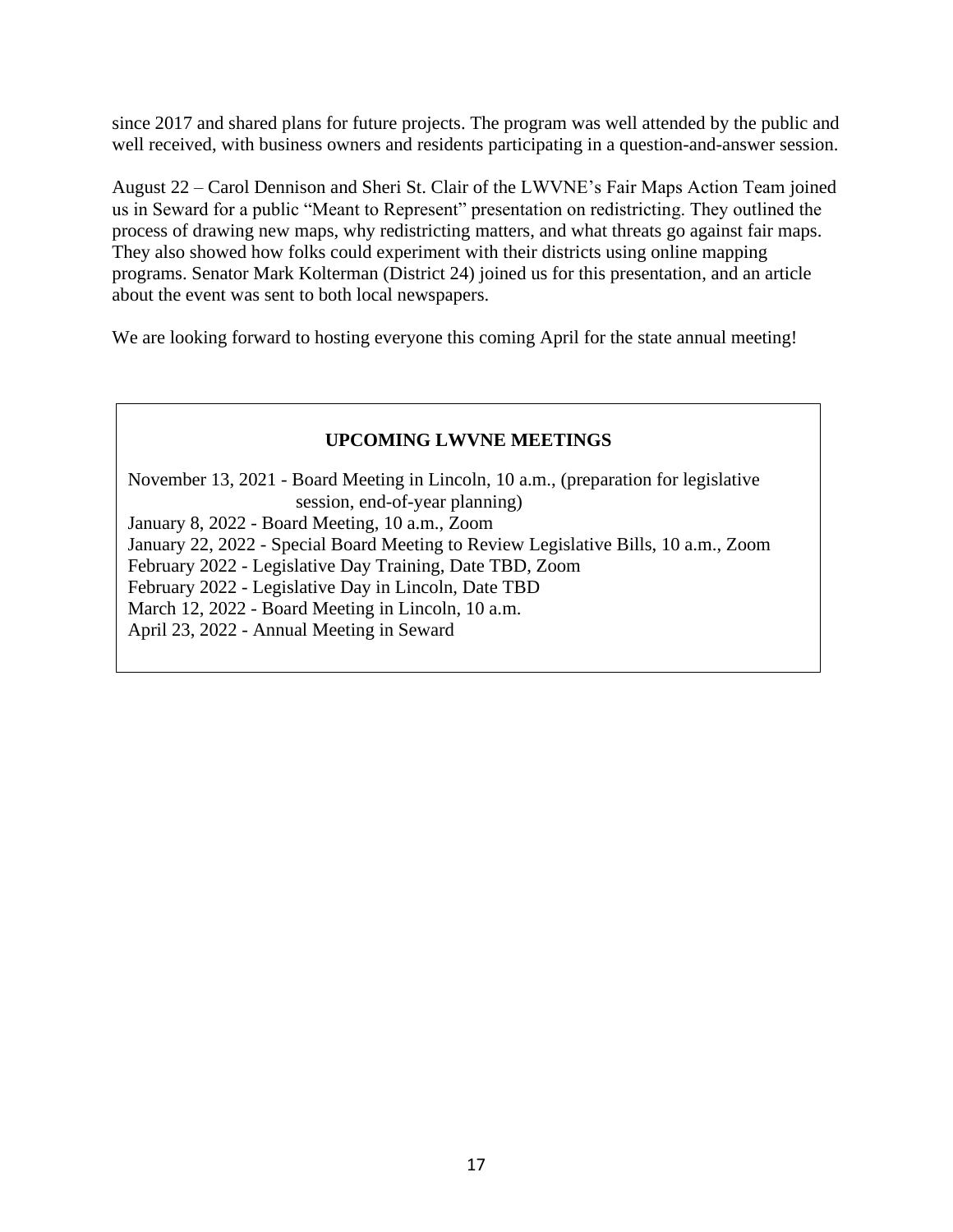since 2017 and shared plans for future projects. The program was well attended by the public and well received, with business owners and residents participating in a question-and-answer session.

August 22 – Carol Dennison and Sheri St. Clair of the LWVNE's Fair Maps Action Team joined us in Seward for a public "Meant to Represent" presentation on redistricting. They outlined the process of drawing new maps, why redistricting matters, and what threats go against fair maps. They also showed how folks could experiment with their districts using online mapping programs. Senator Mark Kolterman (District 24) joined us for this presentation, and an article about the event was sent to both local newspapers.

We are looking forward to hosting everyone this coming April for the state annual meeting!

**UPCOMING LWVNE MEETINGS**

November 13, 2021 - Board Meeting in Lincoln, 10 a.m., (preparation for legislative session, end-of-year planning)
January 8, 2022 - Board Meeting, 10 a.m., Zoom
January 22, 2022 - Special Board Meeting to Review Legislative Bills, 10 a.m., Zoom
February 2022 - Legislative Day Training, Date TBD, Zoom
February 2022 - Legislative Day in Lincoln, Date TBD
March 12, 2022 - Board Meeting in Lincoln, 10 a.m.
April 23, 2022 - Annual Meeting in Seward